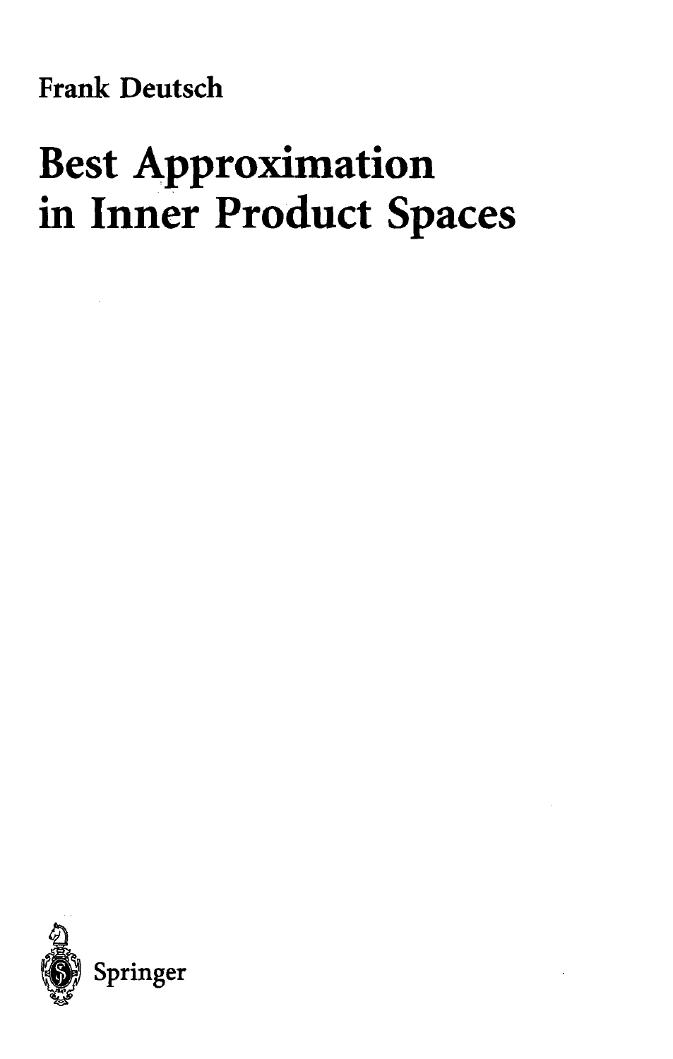Frank Deutsch

# Best Approximation in Inner Product Spaces

Springer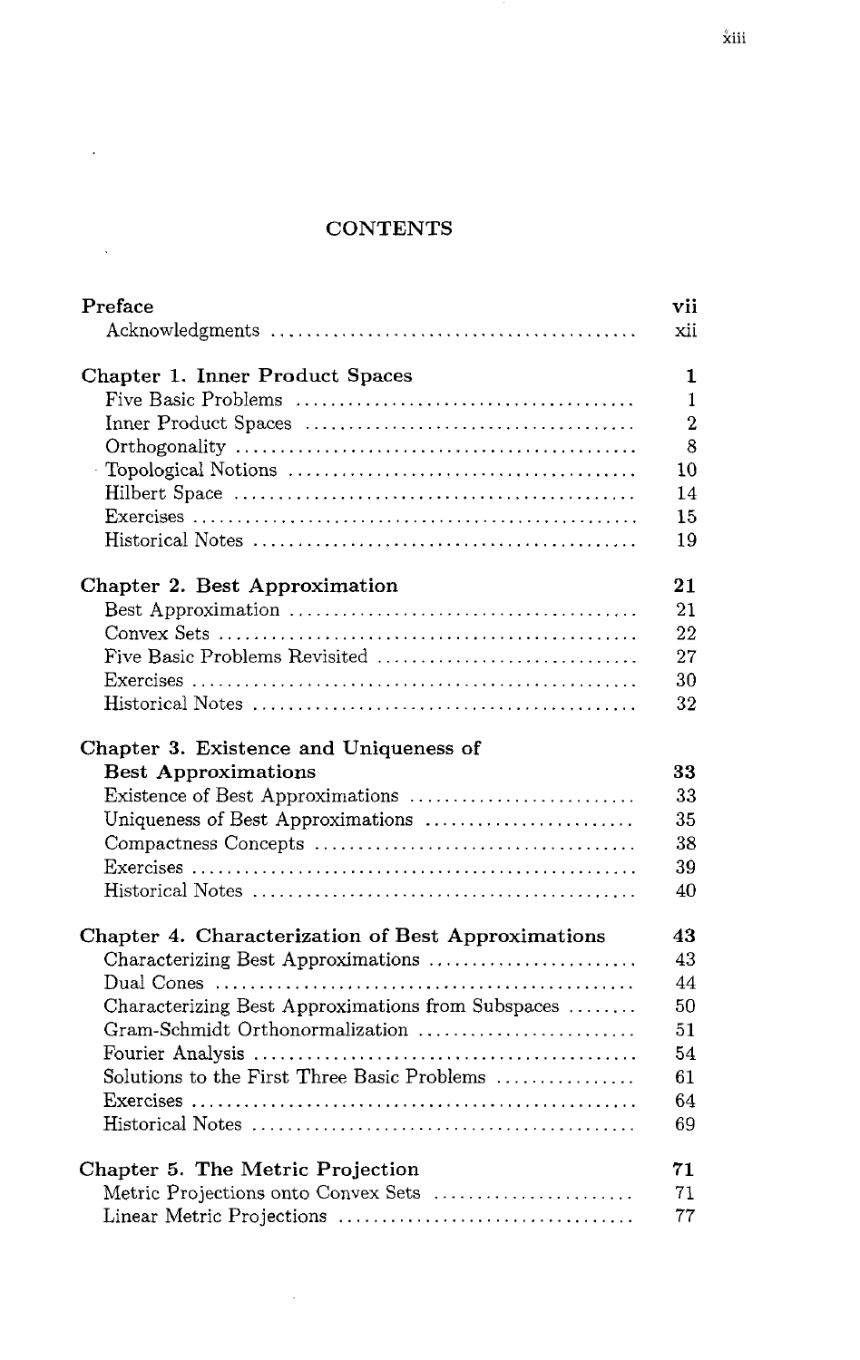# CONTENTS

| | |
|---|---|
| **Preface** | **vii** |
| Acknowledgments | xii |
| **Chapter 1. Inner Product Spaces** | **1** |
| Five Basic Problems | 1 |
| Inner Product Spaces | 2 |
| Orthogonality | 8 |
| Topological Notions | 10 |
| Hilbert Space | 14 |
| Exercises | 15 |
| Historical Notes | 19 |
| **Chapter 2. Best Approximation** | **21** |
| Best Approximation | 21 |
| Convex Sets | 22 |
| Five Basic Problems Revisited | 27 |
| Exercises | 30 |
| Historical Notes | 32 |
| **Chapter 3. Existence and Uniqueness of Best Approximations** | **33** |
| Existence of Best Approximations | 33 |
| Uniqueness of Best Approximations | 35 |
| Compactness Concepts | 38 |
| Exercises | 39 |
| Historical Notes | 40 |
| **Chapter 4. Characterization of Best Approximations** | **43** |
| Characterizing Best Approximations | 43 |
| Dual Cones | 44 |
| Characterizing Best Approximations from Subspaces | 50 |
| Gram-Schmidt Orthonormalization | 51 |
| Fourier Analysis | 54 |
| Solutions to the First Three Basic Problems | 61 |
| Exercises | 64 |
| Historical Notes | 69 |
| **Chapter 5. The Metric Projection** | **71** |
| Metric Projections onto Convex Sets | 71 |
| Linear Metric Projections | 77 |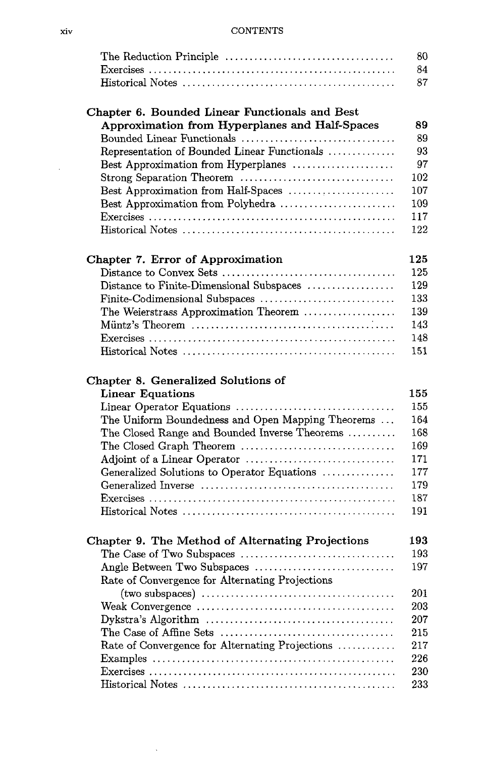| | |
|---|---|
| The Reduction Principle | 80 |
| Exercises | 84 |
| Historical Notes | 87 |

**Chapter 6. Bounded Linear Functionals and Best Approximation from Hyperplanes and Half-Spaces** — **89**

| | |
|---|---|
| Bounded Linear Functionals | 89 |
| Representation of Bounded Linear Functionals | 93 |
| Best Approximation from Hyperplanes | 97 |
| Strong Separation Theorem | 102 |
| Best Approximation from Half-Spaces | 107 |
| Best Approximation from Polyhedra | 109 |
| Exercises | 117 |
| Historical Notes | 122 |

**Chapter 7. Error of Approximation** — **125**

| | |
|---|---|
| Distance to Convex Sets | 125 |
| Distance to Finite-Dimensional Subspaces | 129 |
| Finite-Codimensional Subspaces | 133 |
| The Weierstrass Approximation Theorem | 139 |
| Müntz's Theorem | 143 |
| Exercises | 148 |
| Historical Notes | 151 |

**Chapter 8. Generalized Solutions of Linear Equations** — **155**

| | |
|---|---|
| Linear Operator Equations | 155 |
| The Uniform Boundedness and Open Mapping Theorems | 164 |
| The Closed Range and Bounded Inverse Theorems | 168 |
| The Closed Graph Theorem | 169 |
| Adjoint of a Linear Operator | 171 |
| Generalized Solutions to Operator Equations | 177 |
| Generalized Inverse | 179 |
| Exercises | 187 |
| Historical Notes | 191 |

**Chapter 9. The Method of Alternating Projections** — **193**

| | |
|---|---|
| The Case of Two Subspaces | 193 |
| Angle Between Two Subspaces | 197 |
| Rate of Convergence for Alternating Projections (two subspaces) | 201 |
| Weak Convergence | 203 |
| Dykstra's Algorithm | 207 |
| The Case of Affine Sets | 215 |
| Rate of Convergence for Alternating Projections | 217 |
| Examples | 226 |
| Exercises | 230 |
| Historical Notes | 233 |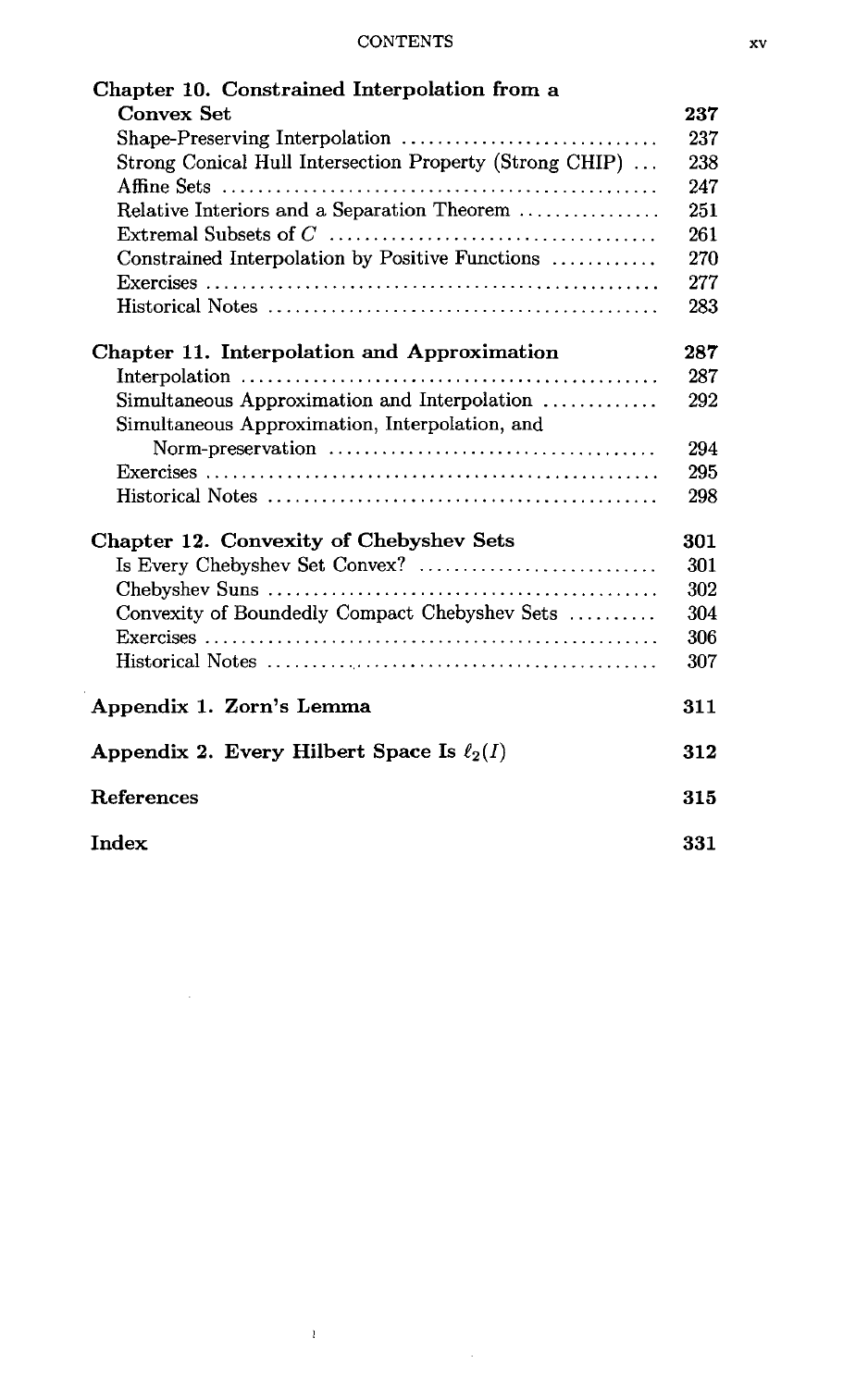**Chapter 10. Constrained Interpolation from a Convex Set** 237

Shape-Preserving Interpolation ............................ 237
Strong Conical Hull Intersection Property (Strong CHIP) ... 238
Affine Sets ............................................... 247
Relative Interiors and a Separation Theorem ............... 251
Extremal Subsets of $C$ ................................... 261
Constrained Interpolation by Positive Functions ........... 270
Exercises ................................................. 277
Historical Notes .......................................... 283

**Chapter 11. Interpolation and Approximation** 287

Interpolation ............................................. 287
Simultaneous Approximation and Interpolation .............. 292
Simultaneous Approximation, Interpolation, and Norm-preservation ................................... 294
Exercises ................................................. 295
Historical Notes .......................................... 298

**Chapter 12. Convexity of Chebyshev Sets** 301

Is Every Chebyshev Set Convex? ............................ 301
Chebyshev Suns ............................................ 302
Convexity of Boundedly Compact Chebyshev Sets ............. 304
Exercises ................................................. 306
Historical Notes .......................................... 307

**Appendix 1. Zorn's Lemma** 311

**Appendix 2. Every Hilbert Space Is $\ell_2(I)$** 312

**References** 315

**Index** 331